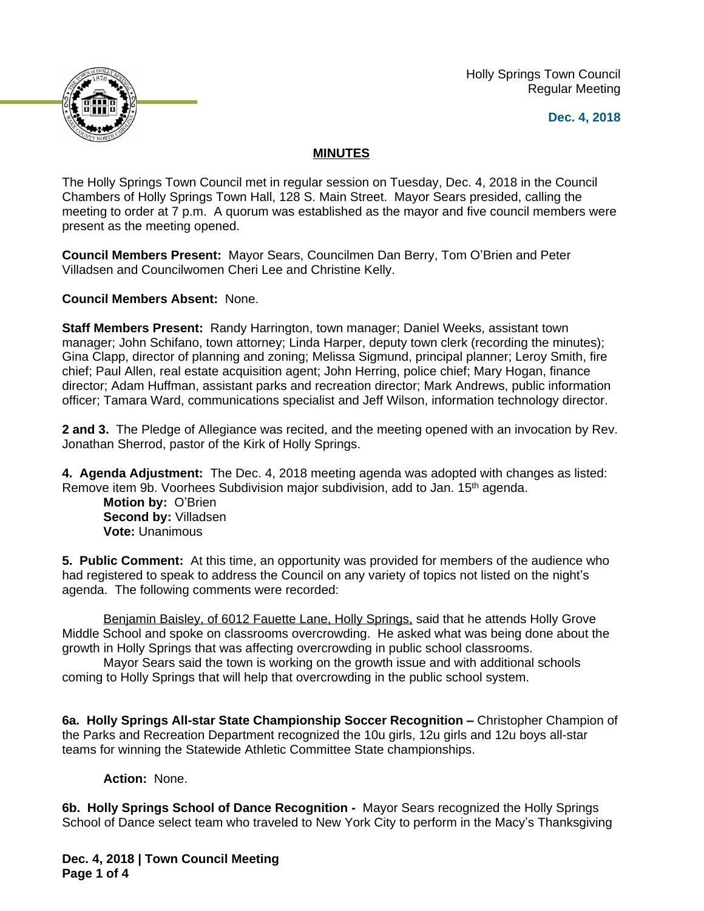Holly Springs Town Council
Regular Meeting

**Dec. 4, 2018**

## MINUTES

The Holly Springs Town Council met in regular session on Tuesday, Dec. 4, 2018 in the Council Chambers of Holly Springs Town Hall, 128 S. Main Street. Mayor Sears presided, calling the meeting to order at 7 p.m. A quorum was established as the mayor and five council members were present as the meeting opened.

**Council Members Present:** Mayor Sears, Councilmen Dan Berry, Tom O'Brien and Peter Villadsen and Councilwomen Cheri Lee and Christine Kelly.

**Council Members Absent:** None.

**Staff Members Present:** Randy Harrington, town manager; Daniel Weeks, assistant town manager; John Schifano, town attorney; Linda Harper, deputy town clerk (recording the minutes); Gina Clapp, director of planning and zoning; Melissa Sigmund, principal planner; Leroy Smith, fire chief; Paul Allen, real estate acquisition agent; John Herring, police chief; Mary Hogan, finance director; Adam Huffman, assistant parks and recreation director; Mark Andrews, public information officer; Tamara Ward, communications specialist and Jeff Wilson, information technology director.

**2 and 3.** The Pledge of Allegiance was recited, and the meeting opened with an invocation by Rev. Jonathan Sherrod, pastor of the Kirk of Holly Springs.

**4. Agenda Adjustment:** The Dec. 4, 2018 meeting agenda was adopted with changes as listed: Remove item 9b. Voorhees Subdivision major subdivision, add to Jan. 15th agenda.

**Motion by:** O'Brien
**Second by:** Villadsen
**Vote:** Unanimous

**5. Public Comment:** At this time, an opportunity was provided for members of the audience who had registered to speak to address the Council on any variety of topics not listed on the night's agenda. The following comments were recorded:

Benjamin Baisley, of 6012 Fauette Lane, Holly Springs, said that he attends Holly Grove Middle School and spoke on classrooms overcrowding. He asked what was being done about the growth in Holly Springs that was affecting overcrowding in public school classrooms.

Mayor Sears said the town is working on the growth issue and with additional schools coming to Holly Springs that will help that overcrowding in the public school system.

**6a. Holly Springs All-star State Championship Soccer Recognition –** Christopher Champion of the Parks and Recreation Department recognized the 10u girls, 12u girls and 12u boys all-star teams for winning the Statewide Athletic Committee State championships.

**Action:** None.

**6b. Holly Springs School of Dance Recognition -** Mayor Sears recognized the Holly Springs School of Dance select team who traveled to New York City to perform in the Macy's Thanksgiving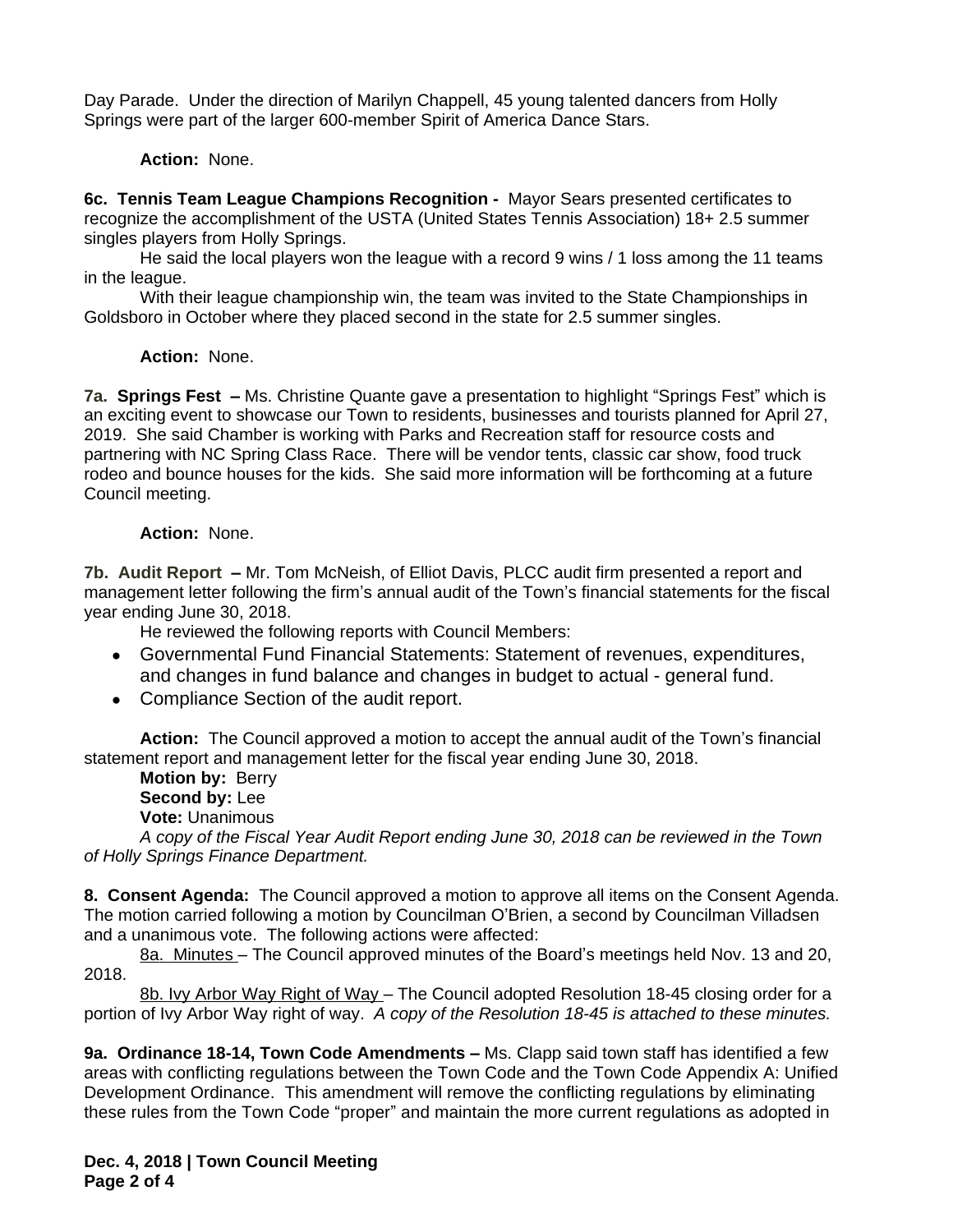Day Parade. Under the direction of Marilyn Chappell, 45 young talented dancers from Holly Springs were part of the larger 600-member Spirit of America Dance Stars.

**Action:** None.

**6c. Tennis Team League Champions Recognition -** Mayor Sears presented certificates to recognize the accomplishment of the USTA (United States Tennis Association) 18+ 2.5 summer singles players from Holly Springs.

He said the local players won the league with a record 9 wins / 1 loss among the 11 teams in the league.

With their league championship win, the team was invited to the State Championships in Goldsboro in October where they placed second in the state for 2.5 summer singles.

**Action:** None.

**7a. Springs Fest –** Ms. Christine Quante gave a presentation to highlight "Springs Fest" which is an exciting event to showcase our Town to residents, businesses and tourists planned for April 27, 2019. She said Chamber is working with Parks and Recreation staff for resource costs and partnering with NC Spring Class Race. There will be vendor tents, classic car show, food truck rodeo and bounce houses for the kids. She said more information will be forthcoming at a future Council meeting.

**Action:** None.

**7b. Audit Report –** Mr. Tom McNeish, of Elliot Davis, PLCC audit firm presented a report and management letter following the firm's annual audit of the Town's financial statements for the fiscal year ending June 30, 2018.

He reviewed the following reports with Council Members:

- Governmental Fund Financial Statements: Statement of revenues, expenditures, and changes in fund balance and changes in budget to actual - general fund.
- Compliance Section of the audit report.

**Action:** The Council approved a motion to accept the annual audit of the Town's financial statement report and management letter for the fiscal year ending June 30, 2018.

**Motion by:** Berry
**Second by:** Lee
**Vote:** Unanimous

*A copy of the Fiscal Year Audit Report ending June 30, 2018 can be reviewed in the Town of Holly Springs Finance Department.*

**8. Consent Agenda:** The Council approved a motion to approve all items on the Consent Agenda. The motion carried following a motion by Councilman O'Brien, a second by Councilman Villadsen and a unanimous vote. The following actions were affected:

8a. Minutes – The Council approved minutes of the Board's meetings held Nov. 13 and 20, 2018.

8b. Ivy Arbor Way Right of Way – The Council adopted Resolution 18-45 closing order for a portion of Ivy Arbor Way right of way. *A copy of the Resolution 18-45 is attached to these minutes.*

**9a. Ordinance 18-14, Town Code Amendments –** Ms. Clapp said town staff has identified a few areas with conflicting regulations between the Town Code and the Town Code Appendix A: Unified Development Ordinance. This amendment will remove the conflicting regulations by eliminating these rules from the Town Code "proper" and maintain the more current regulations as adopted in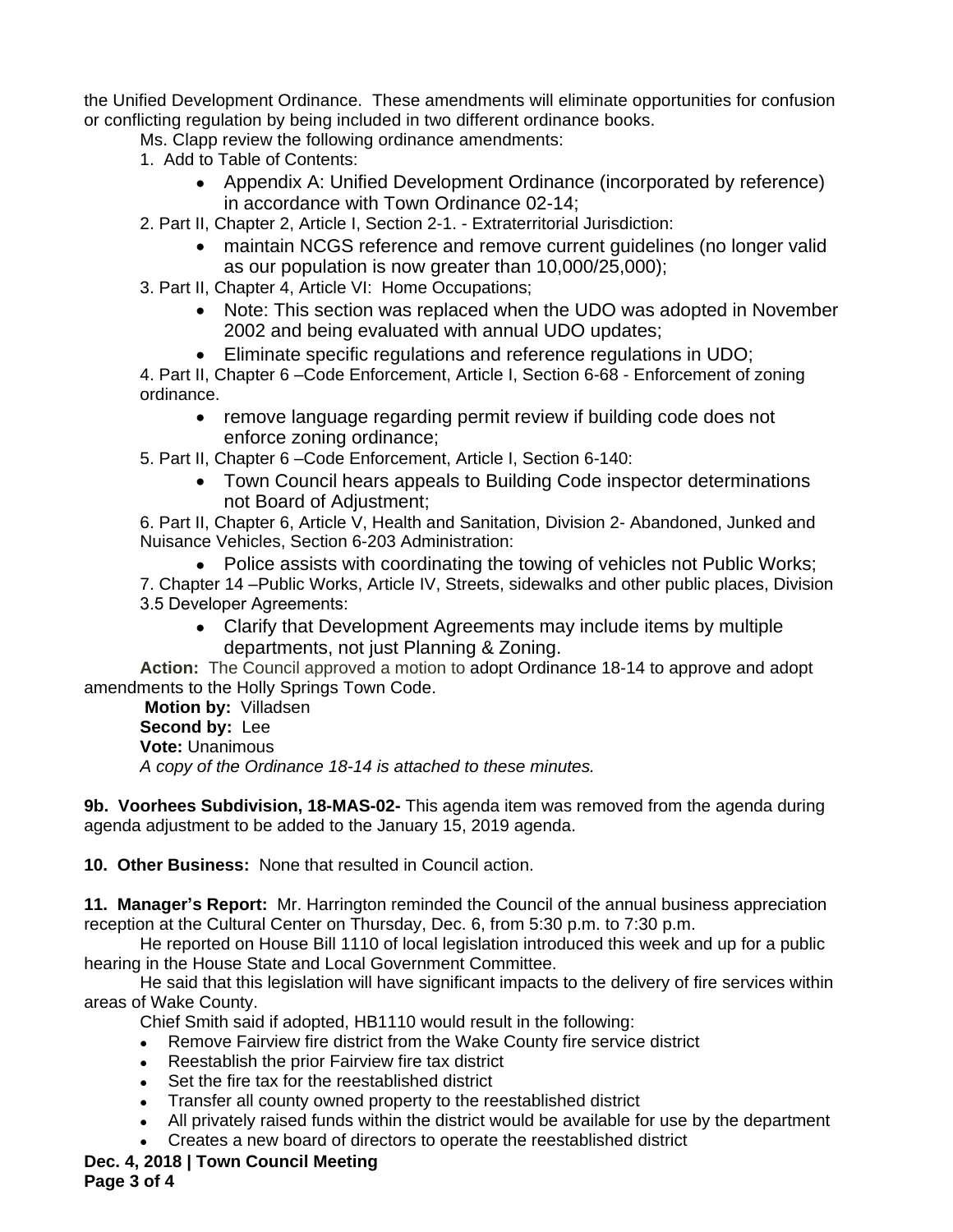the Unified Development Ordinance. These amendments will eliminate opportunities for confusion or conflicting regulation by being included in two different ordinance books.

Ms. Clapp review the following ordinance amendments:

1. Add to Table of Contents:
   - Appendix A: Unified Development Ordinance (incorporated by reference) in accordance with Town Ordinance 02-14;
2. Part II, Chapter 2, Article I, Section 2-1. - Extraterritorial Jurisdiction:
   - maintain NCGS reference and remove current guidelines (no longer valid as our population is now greater than 10,000/25,000);
3. Part II, Chapter 4, Article VI: Home Occupations;
   - Note: This section was replaced when the UDO was adopted in November 2002 and being evaluated with annual UDO updates;
   - Eliminate specific regulations and reference regulations in UDO;
4. Part II, Chapter 6 –Code Enforcement, Article I, Section 6-68 - Enforcement of zoning ordinance.
   - remove language regarding permit review if building code does not enforce zoning ordinance;
5. Part II, Chapter 6 –Code Enforcement, Article I, Section 6-140:
   - Town Council hears appeals to Building Code inspector determinations not Board of Adjustment;
6. Part II, Chapter 6, Article V, Health and Sanitation, Division 2- Abandoned, Junked and Nuisance Vehicles, Section 6-203 Administration:
   - Police assists with coordinating the towing of vehicles not Public Works;
7. Chapter 14 –Public Works, Article IV, Streets, sidewalks and other public places, Division 3.5 Developer Agreements:
   - Clarify that Development Agreements may include items by multiple departments, not just Planning & Zoning.

**Action:** The Council approved a motion to adopt Ordinance 18-14 to approve and adopt amendments to the Holly Springs Town Code.

**Motion by:** Villadsen
**Second by:** Lee
**Vote:** Unanimous
*A copy of the Ordinance 18-14 is attached to these minutes.*

**9b. Voorhees Subdivision, 18-MAS-02-** This agenda item was removed from the agenda during agenda adjustment to be added to the January 15, 2019 agenda.

**10. Other Business:** None that resulted in Council action.

**11. Manager's Report:** Mr. Harrington reminded the Council of the annual business appreciation reception at the Cultural Center on Thursday, Dec. 6, from 5:30 p.m. to 7:30 p.m.

He reported on House Bill 1110 of local legislation introduced this week and up for a public hearing in the House State and Local Government Committee.

He said that this legislation will have significant impacts to the delivery of fire services within areas of Wake County.

Chief Smith said if adopted, HB1110 would result in the following:

- Remove Fairview fire district from the Wake County fire service district
- Reestablish the prior Fairview fire tax district
- Set the fire tax for the reestablished district
- Transfer all county owned property to the reestablished district
- All privately raised funds within the district would be available for use by the department
- Creates a new board of directors to operate the reestablished district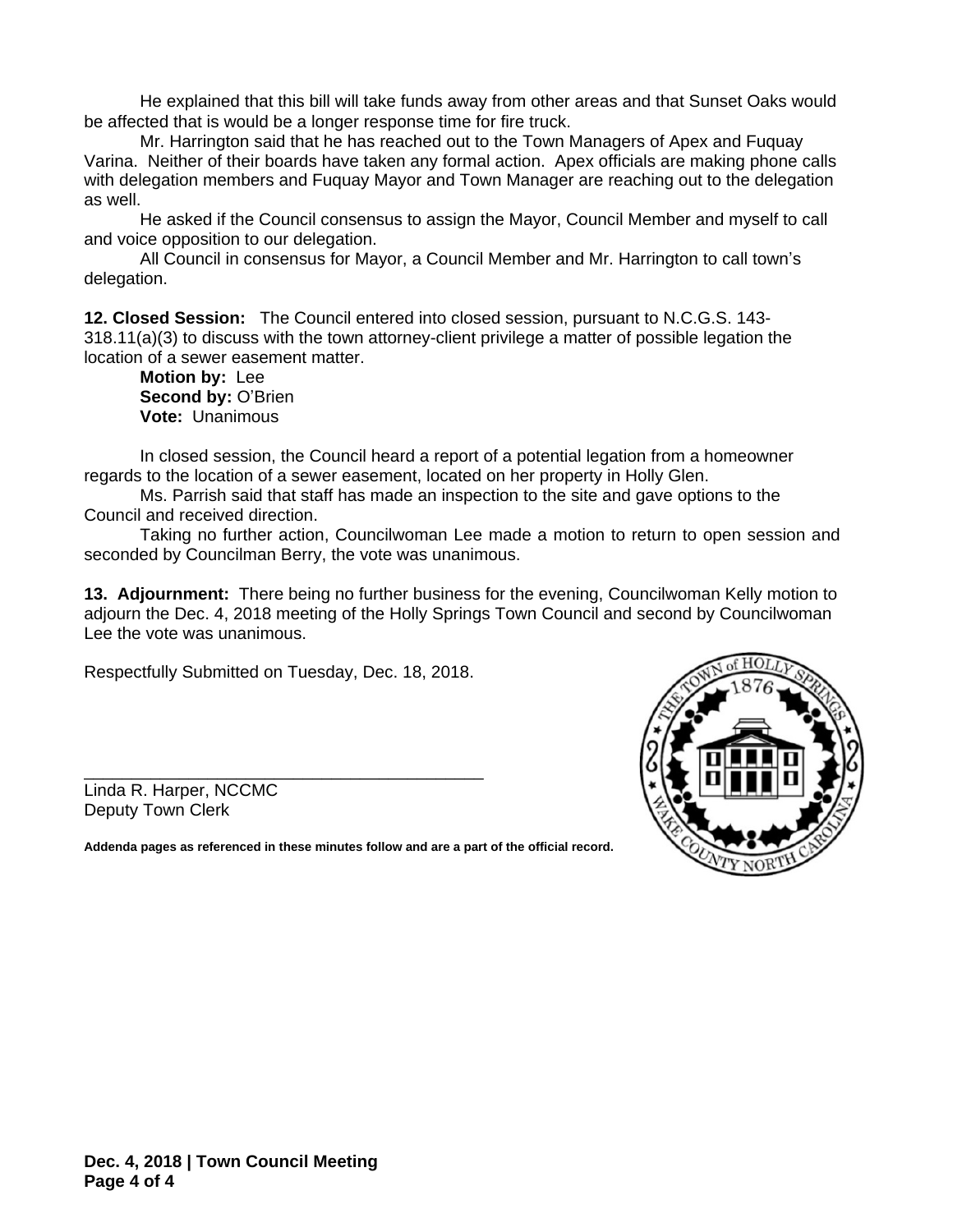He explained that this bill will take funds away from other areas and that Sunset Oaks would be affected that is would be a longer response time for fire truck.

Mr. Harrington said that he has reached out to the Town Managers of Apex and Fuquay Varina. Neither of their boards have taken any formal action. Apex officials are making phone calls with delegation members and Fuquay Mayor and Town Manager are reaching out to the delegation as well.

He asked if the Council consensus to assign the Mayor, Council Member and myself to call and voice opposition to our delegation.

All Council in consensus for Mayor, a Council Member and Mr. Harrington to call town's delegation.

**12. Closed Session:** The Council entered into closed session, pursuant to N.C.G.S. 143-318.11(a)(3) to discuss with the town attorney-client privilege a matter of possible legation the location of a sewer easement matter.

**Motion by:** Lee
**Second by:** O'Brien
**Vote:** Unanimous

In closed session, the Council heard a report of a potential legation from a homeowner regards to the location of a sewer easement, located on her property in Holly Glen.

Ms. Parrish said that staff has made an inspection to the site and gave options to the Council and received direction.

Taking no further action, Councilwoman Lee made a motion to return to open session and seconded by Councilman Berry, the vote was unanimous.

**13. Adjournment:** There being no further business for the evening, Councilwoman Kelly motion to adjourn the Dec. 4, 2018 meeting of the Holly Springs Town Council and second by Councilwoman Lee the vote was unanimous.

Respectfully Submitted on Tuesday, Dec. 18, 2018.

\_\_\_\_\_\_\_\_\_\_\_\_\_\_\_\_\_\_\_\_\_\_\_\_\_\_\_\_\_\_\_\_\_\_\_\_\_\_\_\_\_\_
Linda R. Harper, NCCMC
Deputy Town Clerk

**Addenda pages as referenced in these minutes follow and are a part of the official record.**